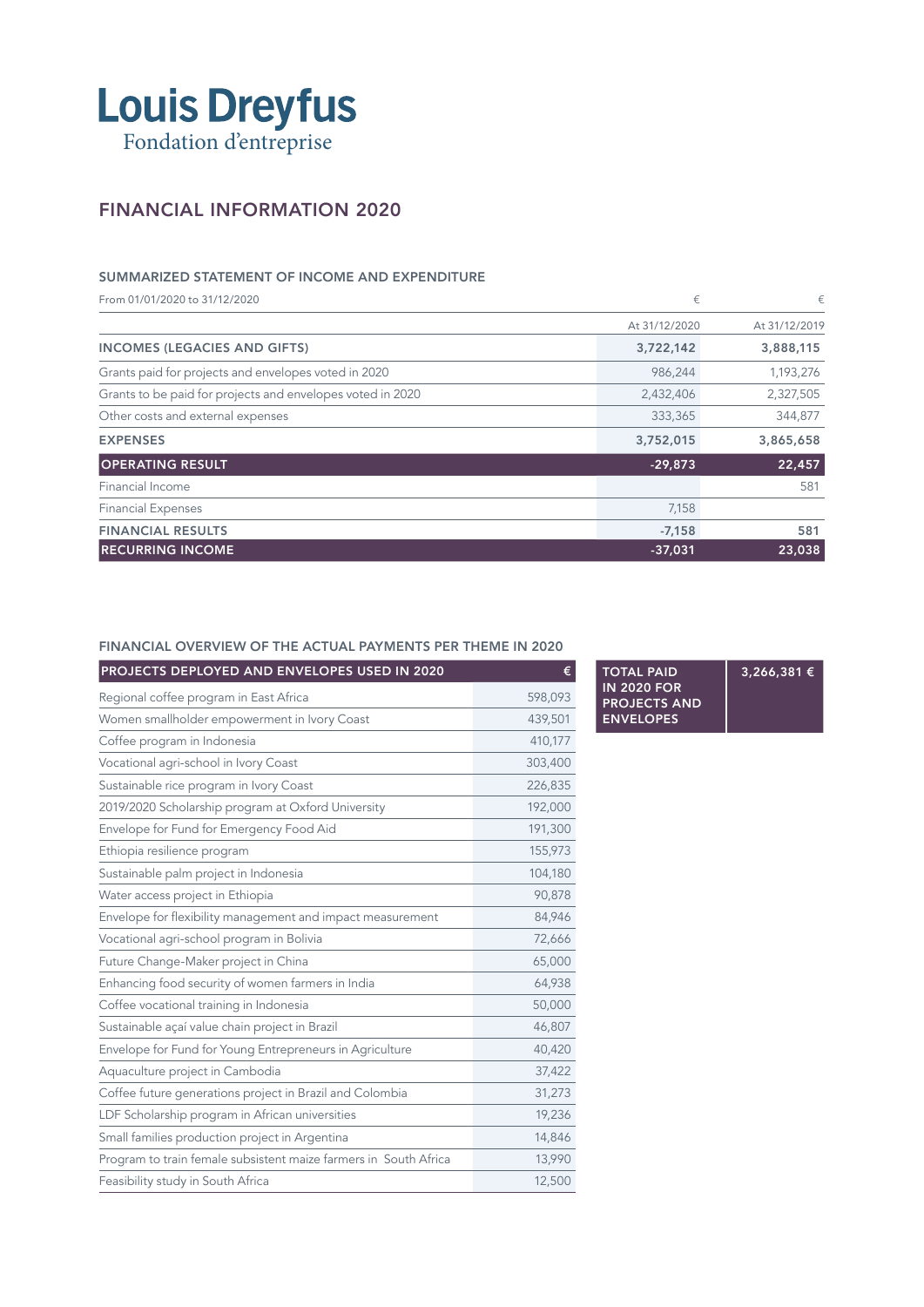# Louis Dreyfus
Fondation d'entreprise

## FINANCIAL INFORMATION 2020

### SUMMARIZED STATEMENT OF INCOME AND EXPENDITURE

| From 01/01/2020 to 31/12/2020 | € | € |
|---|---|---|
| | At 31/12/2020 | At 31/12/2019 |
| **INCOMES (LEGACIES AND GIFTS)** | **3,722,142** | **3,888,115** |
| Grants paid for projects and envelopes voted in 2020 | 986,244 | 1,193,276 |
| Grants to be paid for projects and envelopes voted in 2020 | 2,432,406 | 2,327,505 |
| Other costs and external expenses | 333,365 | 344,877 |
| **EXPENSES** | **3,752,015** | **3,865,658** |
| **OPERATING RESULT** | **-29,873** | **22,457** |
| Financial Income | | 581 |
| Financial Expenses | 7,158 | |
| **FINANCIAL RESULTS** | **-7,158** | **581** |
| **RECURRING INCOME** | **-37,031** | **23,038** |

### FINANCIAL OVERVIEW OF THE ACTUAL PAYMENTS PER THEME IN 2020

| PROJECTS DEPLOYED AND ENVELOPES USED IN 2020 | € |
|---|---|
| Regional coffee program in East Africa | 598,093 |
| Women smallholder empowerment in Ivory Coast | 439,501 |
| Coffee program in Indonesia | 410,177 |
| Vocational agri-school in Ivory Coast | 303,400 |
| Sustainable rice program in Ivory Coast | 226,835 |
| 2019/2020 Scholarship program at Oxford University | 192,000 |
| Envelope for Fund for Emergency Food Aid | 191,300 |
| Ethiopia resilience program | 155,973 |
| Sustainable palm project in Indonesia | 104,180 |
| Water access project in Ethiopia | 90,878 |
| Envelope for flexibility management and impact measurement | 84,946 |
| Vocational agri-school program in Bolivia | 72,666 |
| Future Change-Maker project in China | 65,000 |
| Enhancing food security of women farmers in India | 64,938 |
| Coffee vocational training in Indonesia | 50,000 |
| Sustainable açaí value chain project in Brazil | 46,807 |
| Envelope for Fund for Young Entrepreneurs in Agriculture | 40,420 |
| Aquaculture project in Cambodia | 37,422 |
| Coffee future generations project in Brazil and Colombia | 31,273 |
| LDF Scholarship program in African universities | 19,236 |
| Small families production project in Argentina | 14,846 |
| Program to train female subsistent maize farmers in South Africa | 13,990 |
| Feasibility study in South Africa | 12,500 |

| TOTAL PAID IN 2020 FOR PROJECTS AND ENVELOPES | 3,266,381 € |
|---|---|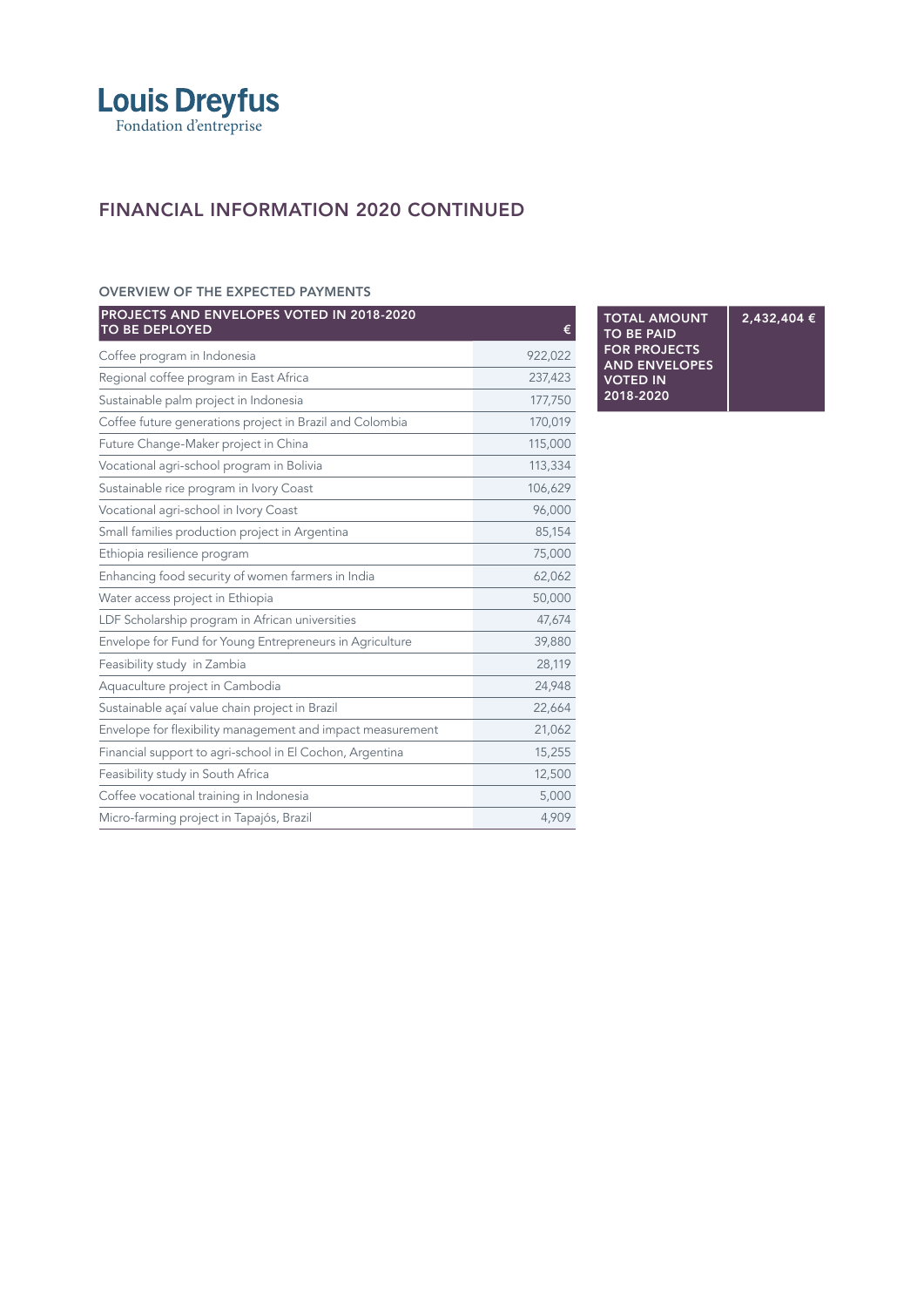Louis Dreyfus
Fondation d'entreprise

## FINANCIAL INFORMATION 2020 CONTINUED

### OVERVIEW OF THE EXPECTED PAYMENTS

| PROJECTS AND ENVELOPES VOTED IN 2018-2020 TO BE DEPLOYED | € |
|---|---|
| Coffee program in Indonesia | 922,022 |
| Regional coffee program in East Africa | 237,423 |
| Sustainable palm project in Indonesia | 177,750 |
| Coffee future generations project in Brazil and Colombia | 170,019 |
| Future Change-Maker project in China | 115,000 |
| Vocational agri-school program in Bolivia | 113,334 |
| Sustainable rice program in Ivory Coast | 106,629 |
| Vocational agri-school in Ivory Coast | 96,000 |
| Small families production project in Argentina | 85,154 |
| Ethiopia resilience program | 75,000 |
| Enhancing food security of women farmers in India | 62,062 |
| Water access project in Ethiopia | 50,000 |
| LDF Scholarship program in African universities | 47,674 |
| Envelope for Fund for Young Entrepreneurs in Agriculture | 39,880 |
| Feasibility study in Zambia | 28,119 |
| Aquaculture project in Cambodia | 24,948 |
| Sustainable açaí value chain project in Brazil | 22,664 |
| Envelope for flexibility management and impact measurement | 21,062 |
| Financial support to agri-school in El Cochon, Argentina | 15,255 |
| Feasibility study in South Africa | 12,500 |
| Coffee vocational training in Indonesia | 5,000 |
| Micro-farming project in Tapajós, Brazil | 4,909 |

| TOTAL AMOUNT TO BE PAID FOR PROJECTS AND ENVELOPES VOTED IN 2018-2020 | 2,432,404 € |
|---|---|